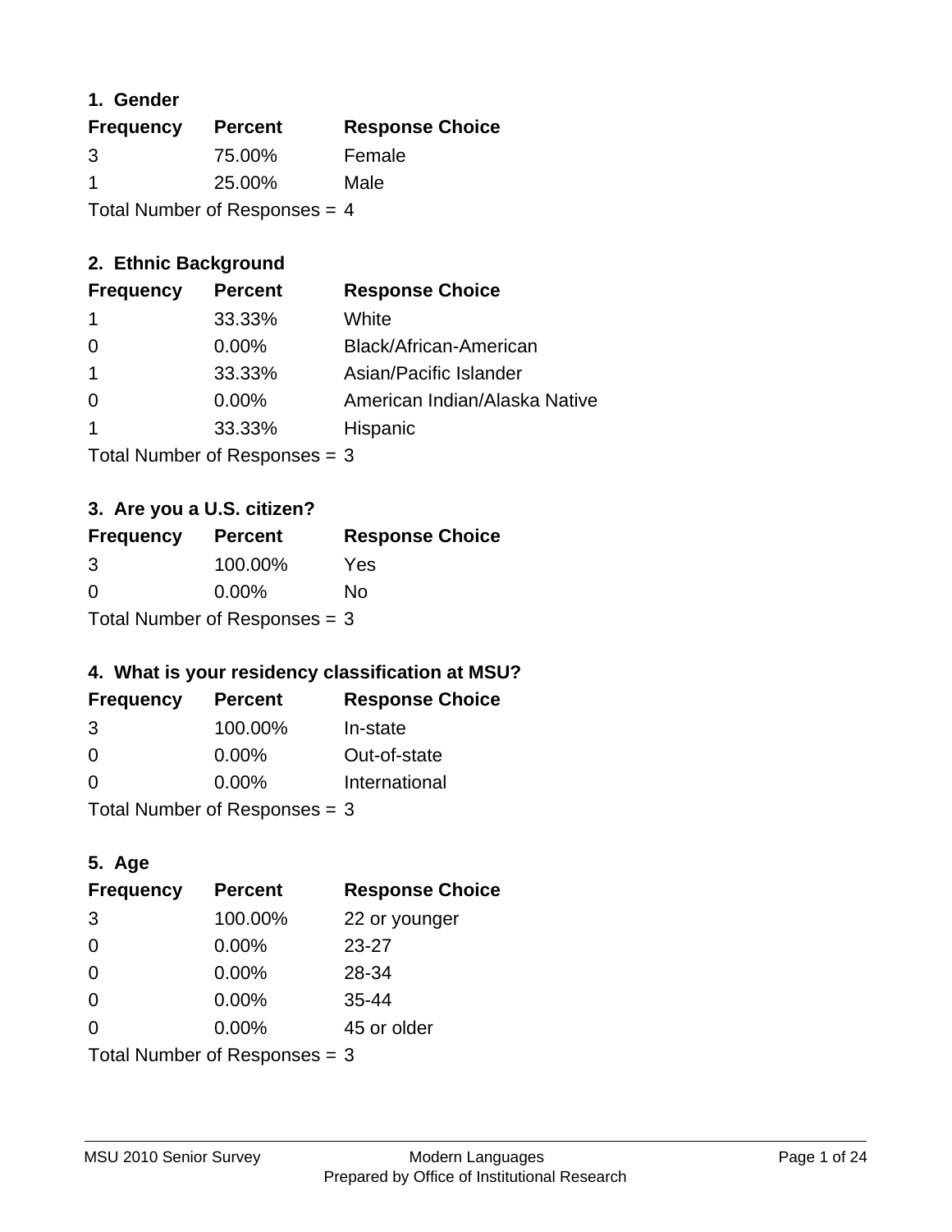## 1. Gender

| Frequency | Percent | Response Choice |
|---|---|---|
| 3 | 75.00% | Female |
| 1 | 25.00% | Male |

Total Number of Responses = 4

## 2. Ethnic Background

| Frequency | Percent | Response Choice |
|---|---|---|
| 1 | 33.33% | White |
| 0 | 0.00% | Black/African-American |
| 1 | 33.33% | Asian/Pacific Islander |
| 0 | 0.00% | American Indian/Alaska Native |
| 1 | 33.33% | Hispanic |

Total Number of Responses = 3

## 3. Are you a U.S. citizen?

| Frequency | Percent | Response Choice |
|---|---|---|
| 3 | 100.00% | Yes |
| 0 | 0.00% | No |

Total Number of Responses = 3

## 4. What is your residency classification at MSU?

| Frequency | Percent | Response Choice |
|---|---|---|
| 3 | 100.00% | In-state |
| 0 | 0.00% | Out-of-state |
| 0 | 0.00% | International |

Total Number of Responses = 3

## 5. Age

| Frequency | Percent | Response Choice |
|---|---|---|
| 3 | 100.00% | 22 or younger |
| 0 | 0.00% | 23-27 |
| 0 | 0.00% | 28-34 |
| 0 | 0.00% | 35-44 |
| 0 | 0.00% | 45 or older |

Total Number of Responses = 3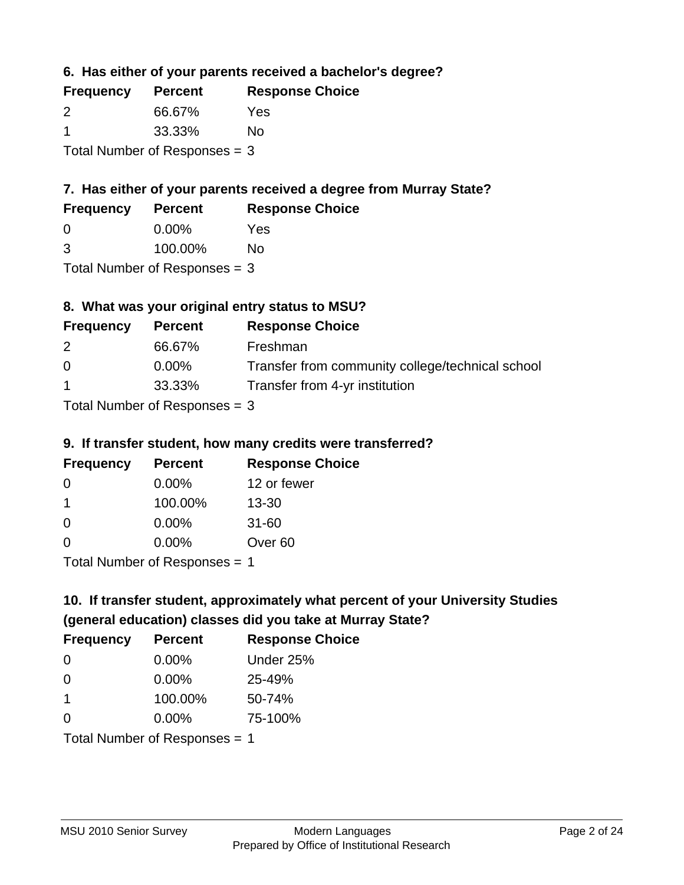### 6. Has either of your parents received a bachelor's degree?

| Frequency | Percent | Response Choice |
|---|---|---|
| 2 | 66.67% | Yes |
| 1 | 33.33% | No |

Total Number of Responses = 3

### 7. Has either of your parents received a degree from Murray State?

| Frequency | Percent | Response Choice |
|---|---|---|
| 0 | 0.00% | Yes |
| 3 | 100.00% | No |

Total Number of Responses = 3

### 8. What was your original entry status to MSU?

| Frequency | Percent | Response Choice |
|---|---|---|
| 2 | 66.67% | Freshman |
| 0 | 0.00% | Transfer from community college/technical school |
| 1 | 33.33% | Transfer from 4-yr institution |

Total Number of Responses = 3

### 9. If transfer student, how many credits were transferred?

| Frequency | Percent | Response Choice |
|---|---|---|
| 0 | 0.00% | 12 or fewer |
| 1 | 100.00% | 13-30 |
| 0 | 0.00% | 31-60 |
| 0 | 0.00% | Over 60 |

Total Number of Responses = 1

### 10. If transfer student, approximately what percent of your University Studies (general education) classes did you take at Murray State?

| Frequency | Percent | Response Choice |
|---|---|---|
| 0 | 0.00% | Under 25% |
| 0 | 0.00% | 25-49% |
| 1 | 100.00% | 50-74% |
| 0 | 0.00% | 75-100% |

Total Number of Responses = 1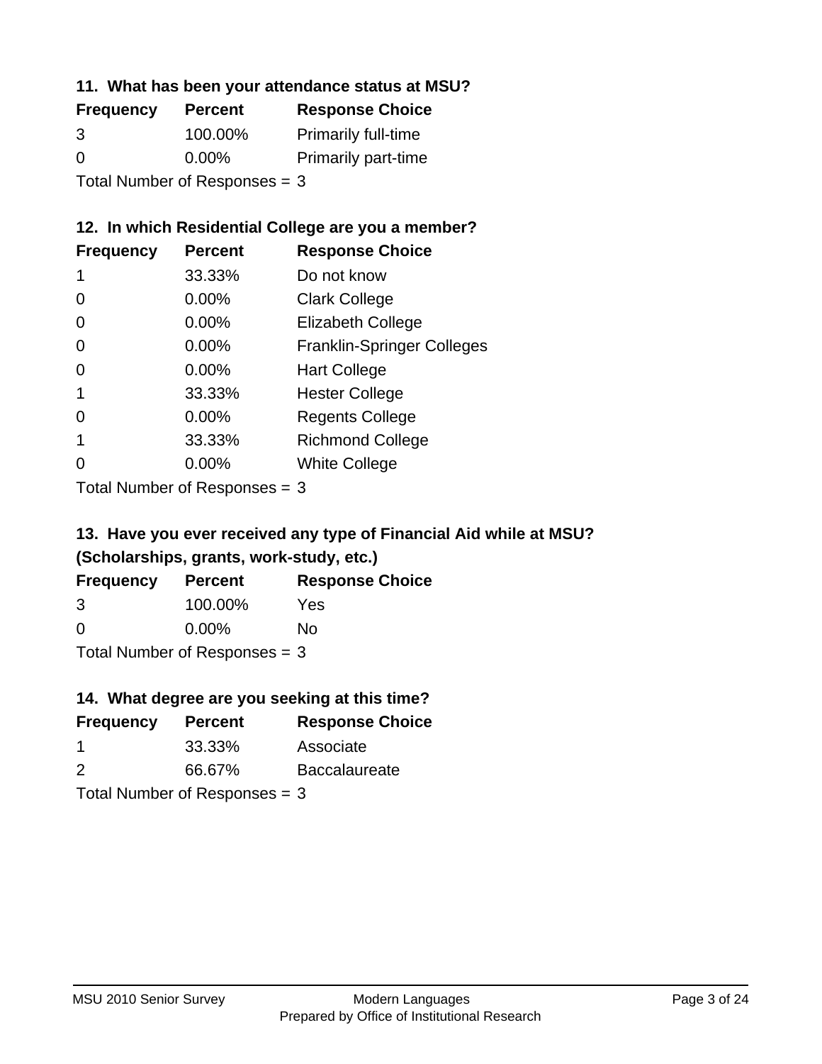### 11. What has been your attendance status at MSU?

| Frequency | Percent | Response Choice |
|---|---|---|
| 3 | 100.00% | Primarily full-time |
| 0 | 0.00% | Primarily part-time |

Total Number of Responses = 3

### 12. In which Residential College are you a member?

| Frequency | Percent | Response Choice |
|---|---|---|
| 1 | 33.33% | Do not know |
| 0 | 0.00% | Clark College |
| 0 | 0.00% | Elizabeth College |
| 0 | 0.00% | Franklin-Springer Colleges |
| 0 | 0.00% | Hart College |
| 1 | 33.33% | Hester College |
| 0 | 0.00% | Regents College |
| 1 | 33.33% | Richmond College |
| 0 | 0.00% | White College |

Total Number of Responses = 3

### 13. Have you ever received any type of Financial Aid while at MSU? (Scholarships, grants, work-study, etc.)

| Frequency | Percent | Response Choice |
|---|---|---|
| 3 | 100.00% | Yes |
| 0 | 0.00% | No |

Total Number of Responses = 3

### 14. What degree are you seeking at this time?

| Frequency | Percent | Response Choice |
|---|---|---|
| 1 | 33.33% | Associate |
| 2 | 66.67% | Baccalaureate |

Total Number of Responses = 3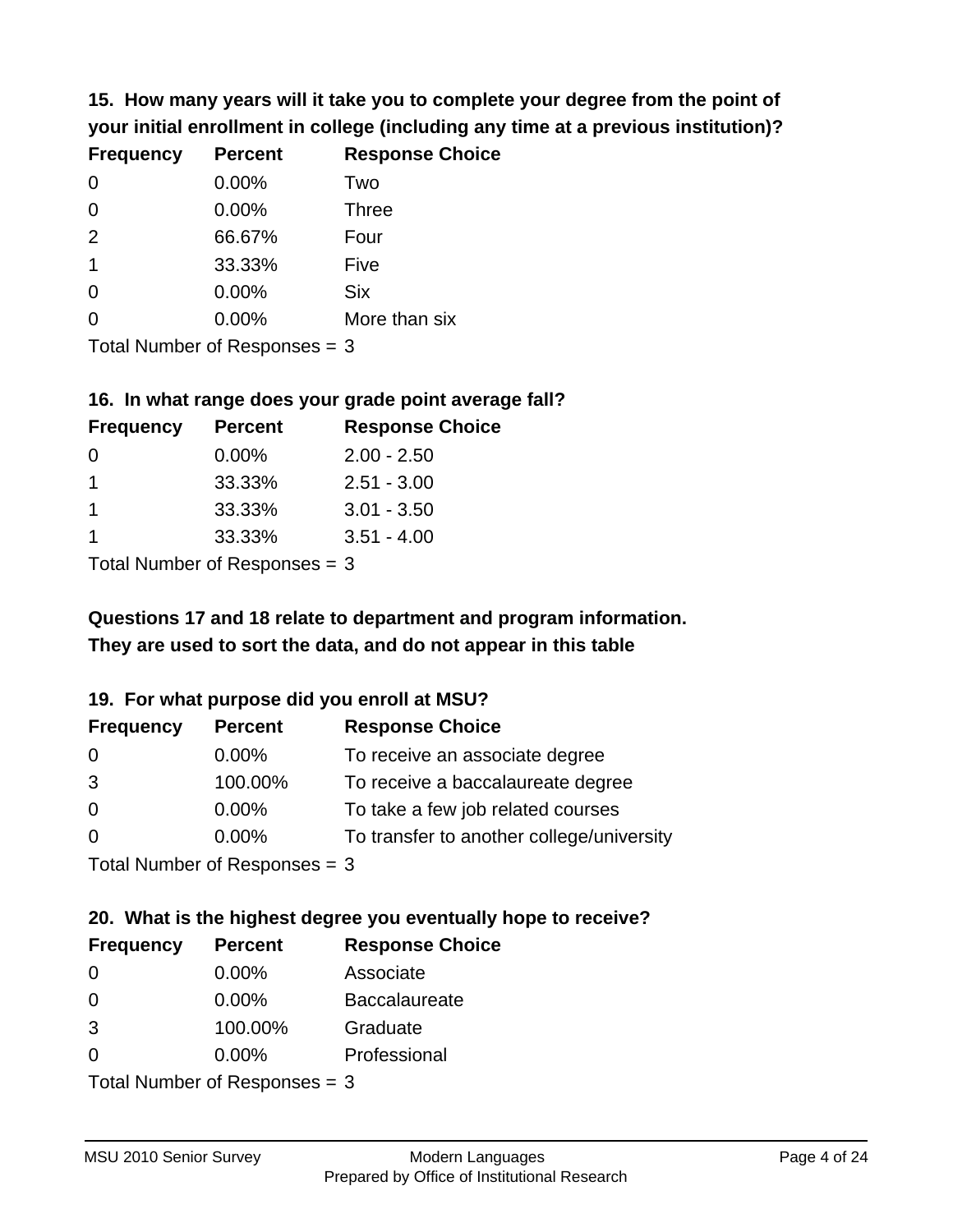**15. How many years will it take you to complete your degree from the point of your initial enrollment in college (including any time at a previous institution)?**

| Frequency | Percent | Response Choice |
|---|---|---|
| 0 | 0.00% | Two |
| 0 | 0.00% | Three |
| 2 | 66.67% | Four |
| 1 | 33.33% | Five |
| 0 | 0.00% | Six |
| 0 | 0.00% | More than six |

Total Number of Responses = 3

**16. In what range does your grade point average fall?**

| Frequency | Percent | Response Choice |
|---|---|---|
| 0 | 0.00% | 2.00 - 2.50 |
| 1 | 33.33% | 2.51 - 3.00 |
| 1 | 33.33% | 3.01 - 3.50 |
| 1 | 33.33% | 3.51 - 4.00 |

Total Number of Responses = 3

**Questions 17 and 18 relate to department and program information. They are used to sort the data, and do not appear in this table**

**19. For what purpose did you enroll at MSU?**

| Frequency | Percent | Response Choice |
|---|---|---|
| 0 | 0.00% | To receive an associate degree |
| 3 | 100.00% | To receive a baccalaureate degree |
| 0 | 0.00% | To take a few job related courses |
| 0 | 0.00% | To transfer to another college/university |

Total Number of Responses = 3

**20. What is the highest degree you eventually hope to receive?**

| Frequency | Percent | Response Choice |
|---|---|---|
| 0 | 0.00% | Associate |
| 0 | 0.00% | Baccalaureate |
| 3 | 100.00% | Graduate |
| 0 | 0.00% | Professional |

Total Number of Responses = 3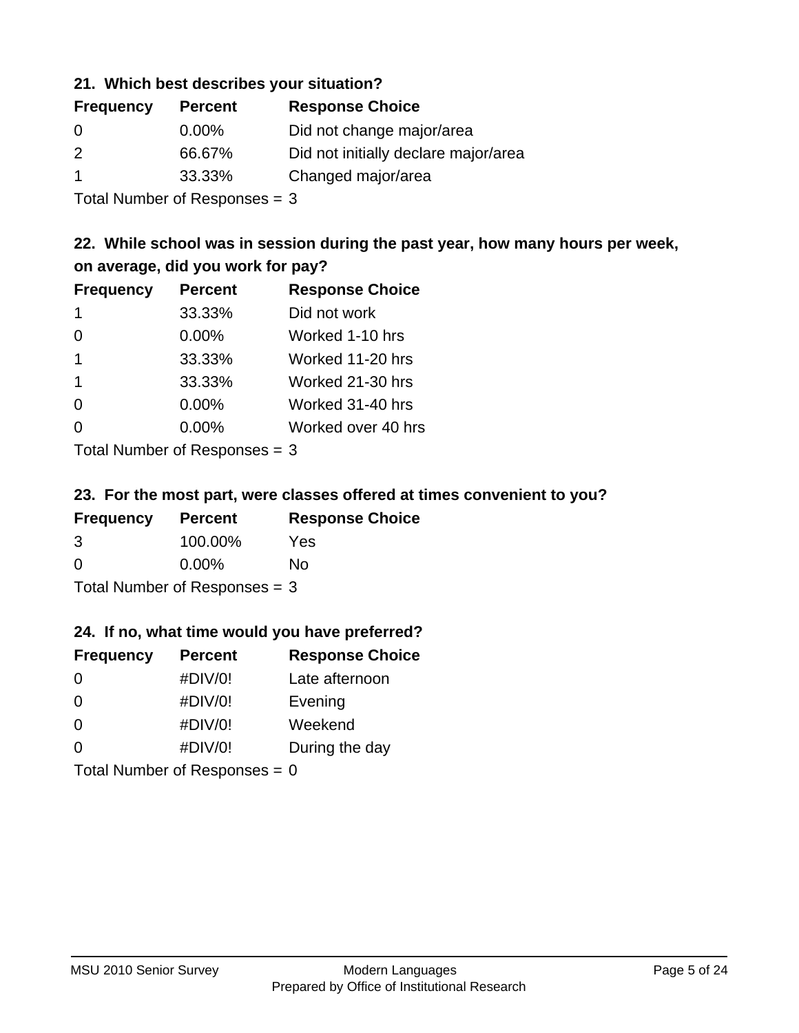### 21. Which best describes your situation?

| Frequency | Percent | Response Choice |
|---|---|---|
| 0 | 0.00% | Did not change major/area |
| 2 | 66.67% | Did not initially declare major/area |
| 1 | 33.33% | Changed major/area |

Total Number of Responses = 3

### 22. While school was in session during the past year, how many hours per week, on average, did you work for pay?

| Frequency | Percent | Response Choice |
|---|---|---|
| 1 | 33.33% | Did not work |
| 0 | 0.00% | Worked 1-10 hrs |
| 1 | 33.33% | Worked 11-20 hrs |
| 1 | 33.33% | Worked 21-30 hrs |
| 0 | 0.00% | Worked 31-40 hrs |
| 0 | 0.00% | Worked over 40 hrs |

Total Number of Responses = 3

### 23. For the most part, were classes offered at times convenient to you?

| Frequency | Percent | Response Choice |
|---|---|---|
| 3 | 100.00% | Yes |
| 0 | 0.00% | No |

Total Number of Responses = 3

### 24. If no, what time would you have preferred?

| Frequency | Percent | Response Choice |
|---|---|---|
| 0 | #DIV/0! | Late afternoon |
| 0 | #DIV/0! | Evening |
| 0 | #DIV/0! | Weekend |
| 0 | #DIV/0! | During the day |

Total Number of Responses = 0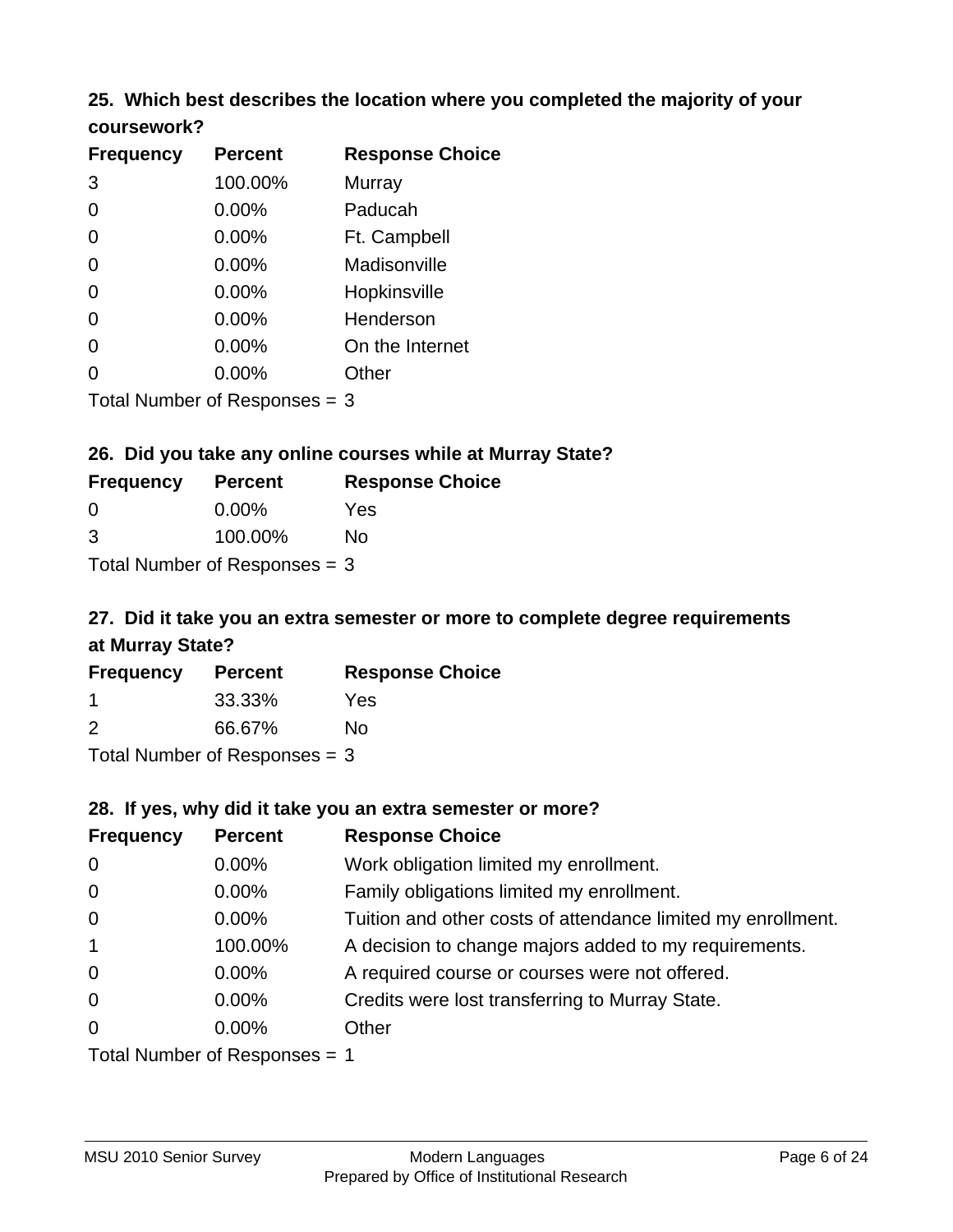### 25. Which best describes the location where you completed the majority of your coursework?

| Frequency | Percent | Response Choice |
|---|---|---|
| 3 | 100.00% | Murray |
| 0 | 0.00% | Paducah |
| 0 | 0.00% | Ft. Campbell |
| 0 | 0.00% | Madisonville |
| 0 | 0.00% | Hopkinsville |
| 0 | 0.00% | Henderson |
| 0 | 0.00% | On the Internet |
| 0 | 0.00% | Other |

Total Number of Responses = 3

### 26. Did you take any online courses while at Murray State?

| Frequency | Percent | Response Choice |
|---|---|---|
| 0 | 0.00% | Yes |
| 3 | 100.00% | No |

Total Number of Responses = 3

### 27. Did it take you an extra semester or more to complete degree requirements at Murray State?

| Frequency | Percent | Response Choice |
|---|---|---|
| 1 | 33.33% | Yes |
| 2 | 66.67% | No |

Total Number of Responses = 3

### 28. If yes, why did it take you an extra semester or more?

| Frequency | Percent | Response Choice |
|---|---|---|
| 0 | 0.00% | Work obligation limited my enrollment. |
| 0 | 0.00% | Family obligations limited my enrollment. |
| 0 | 0.00% | Tuition and other costs of attendance limited my enrollment. |
| 1 | 100.00% | A decision to change majors added to my requirements. |
| 0 | 0.00% | A required course or courses were not offered. |
| 0 | 0.00% | Credits were lost transferring to Murray State. |
| 0 | 0.00% | Other |

Total Number of Responses = 1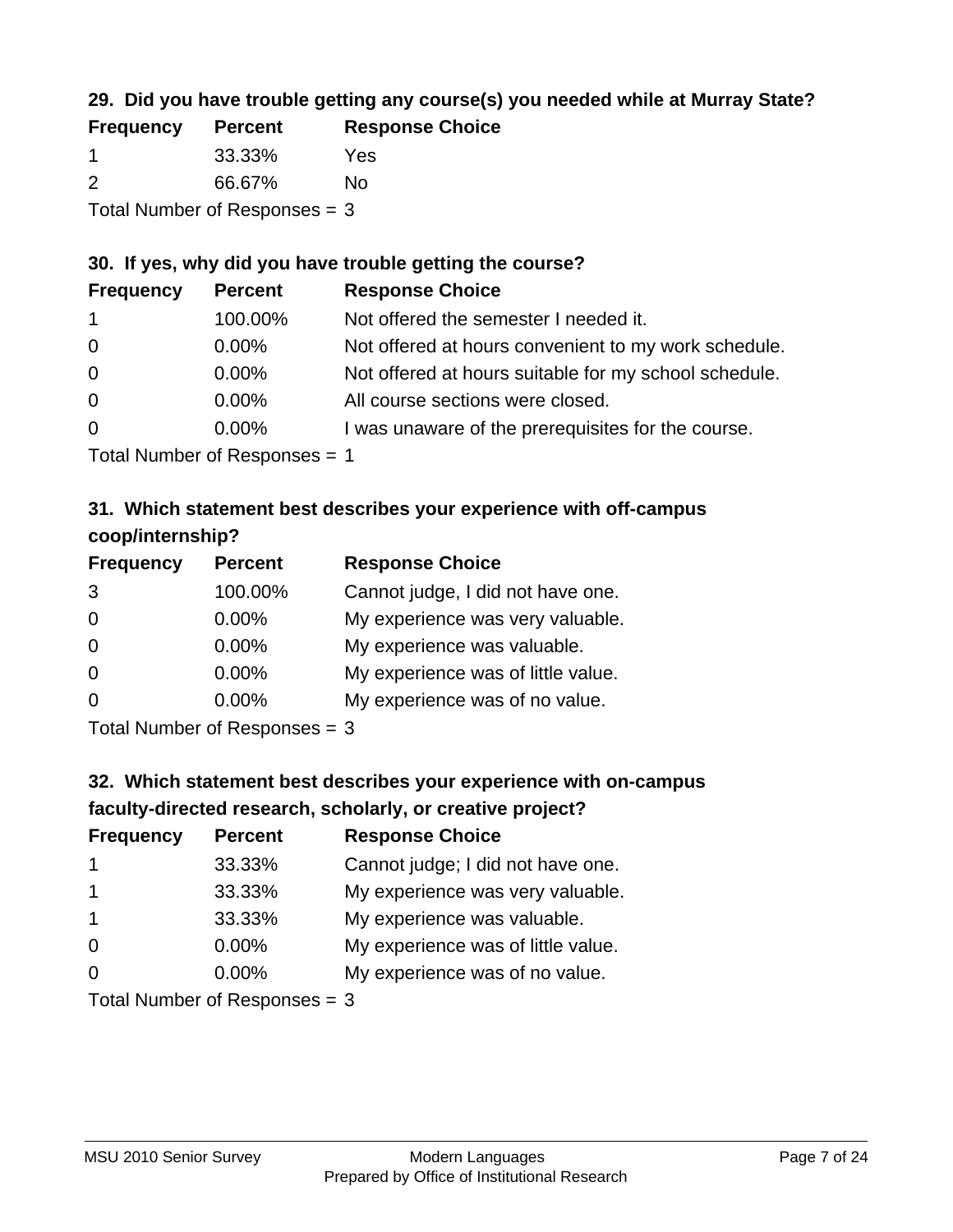### 29. Did you have trouble getting any course(s) you needed while at Murray State?

| Frequency | Percent | Response Choice |
|---|---|---|
| 1 | 33.33% | Yes |
| 2 | 66.67% | No |

Total Number of Responses = 3

### 30. If yes, why did you have trouble getting the course?

| Frequency | Percent | Response Choice |
|---|---|---|
| 1 | 100.00% | Not offered the semester I needed it. |
| 0 | 0.00% | Not offered at hours convenient to my work schedule. |
| 0 | 0.00% | Not offered at hours suitable for my school schedule. |
| 0 | 0.00% | All course sections were closed. |
| 0 | 0.00% | I was unaware of the prerequisites for the course. |

Total Number of Responses = 1

### 31. Which statement best describes your experience with off-campus coop/internship?

| Frequency | Percent | Response Choice |
|---|---|---|
| 3 | 100.00% | Cannot judge, I did not have one. |
| 0 | 0.00% | My experience was very valuable. |
| 0 | 0.00% | My experience was valuable. |
| 0 | 0.00% | My experience was of little value. |
| 0 | 0.00% | My experience was of no value. |

Total Number of Responses = 3

### 32. Which statement best describes your experience with on-campus faculty-directed research, scholarly, or creative project?

| Frequency | Percent | Response Choice |
|---|---|---|
| 1 | 33.33% | Cannot judge; I did not have one. |
| 1 | 33.33% | My experience was very valuable. |
| 1 | 33.33% | My experience was valuable. |
| 0 | 0.00% | My experience was of little value. |
| 0 | 0.00% | My experience was of no value. |

Total Number of Responses = 3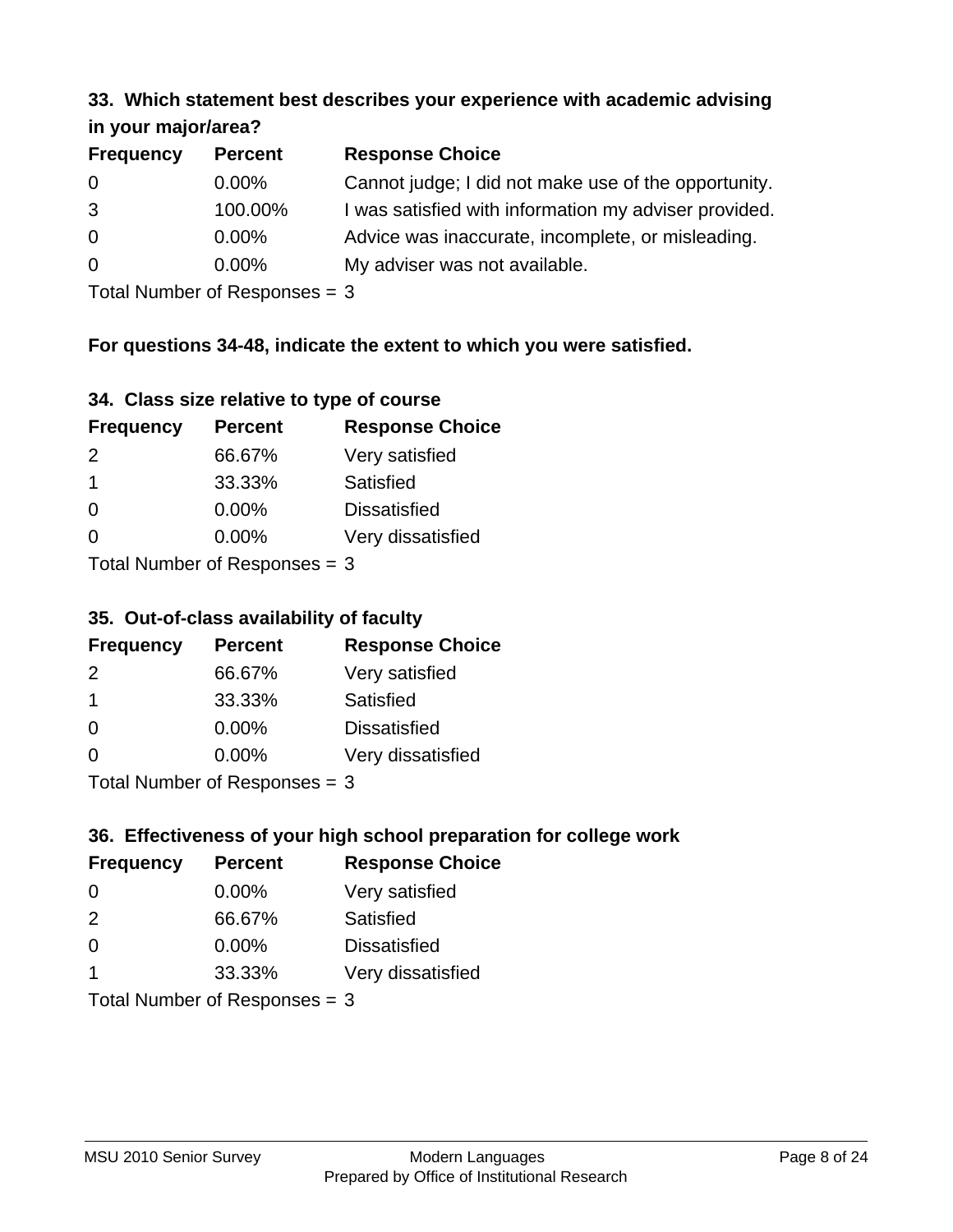### 33. Which statement best describes your experience with academic advising in your major/area?

| Frequency | Percent | Response Choice |
|---|---|---|
| 0 | 0.00% | Cannot judge; I did not make use of the opportunity. |
| 3 | 100.00% | I was satisfied with information my adviser provided. |
| 0 | 0.00% | Advice was inaccurate, incomplete, or misleading. |
| 0 | 0.00% | My adviser was not available. |

Total Number of Responses = 3

**For questions 34-48, indicate the extent to which you were satisfied.**

### 34. Class size relative to type of course

| Frequency | Percent | Response Choice |
|---|---|---|
| 2 | 66.67% | Very satisfied |
| 1 | 33.33% | Satisfied |
| 0 | 0.00% | Dissatisfied |
| 0 | 0.00% | Very dissatisfied |

Total Number of Responses = 3

### 35. Out-of-class availability of faculty

| Frequency | Percent | Response Choice |
|---|---|---|
| 2 | 66.67% | Very satisfied |
| 1 | 33.33% | Satisfied |
| 0 | 0.00% | Dissatisfied |
| 0 | 0.00% | Very dissatisfied |

Total Number of Responses = 3

### 36. Effectiveness of your high school preparation for college work

| Frequency | Percent | Response Choice |
|---|---|---|
| 0 | 0.00% | Very satisfied |
| 2 | 66.67% | Satisfied |
| 0 | 0.00% | Dissatisfied |
| 1 | 33.33% | Very dissatisfied |

Total Number of Responses = 3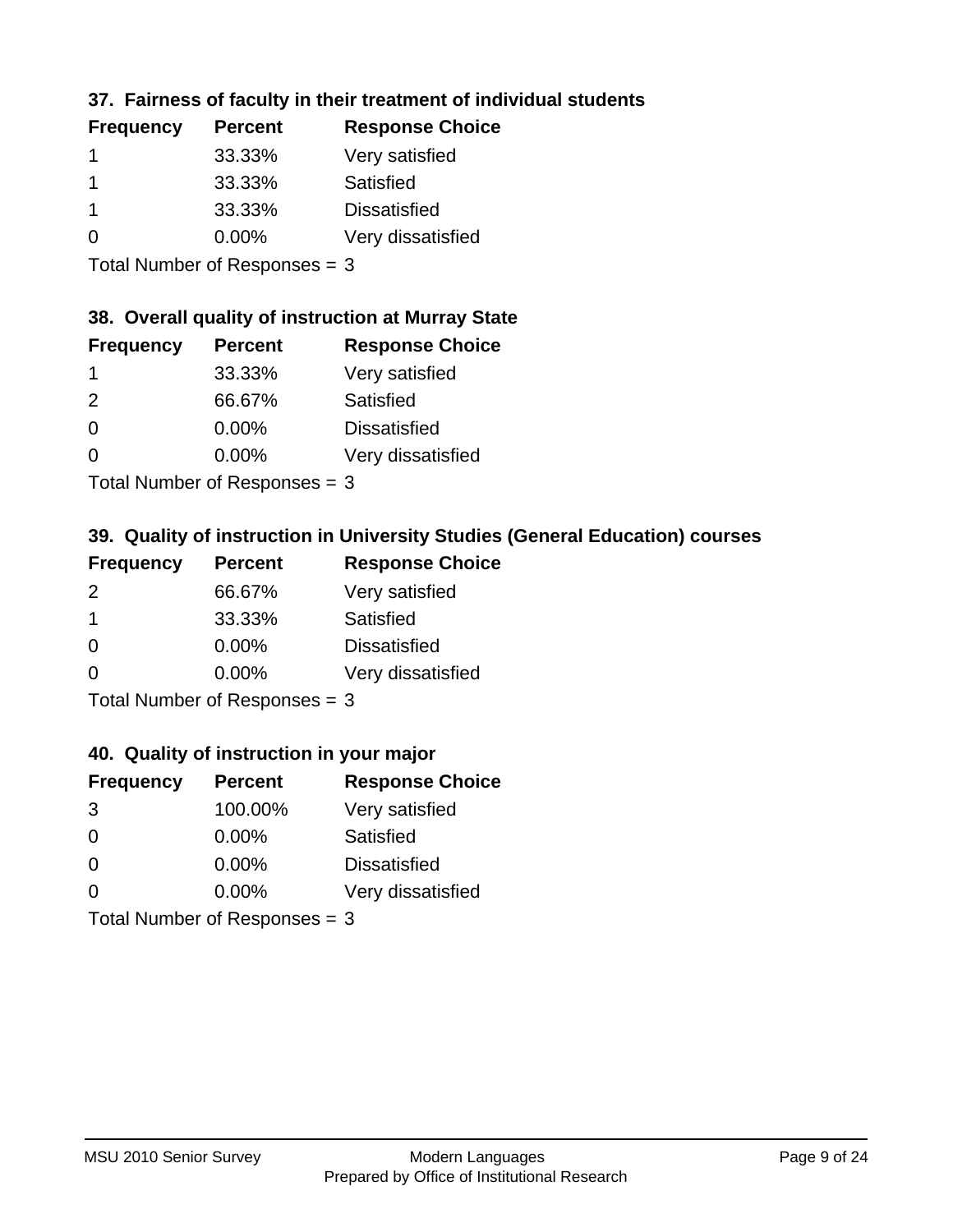### 37. Fairness of faculty in their treatment of individual students

| Frequency | Percent | Response Choice |
|---|---|---|
| 1 | 33.33% | Very satisfied |
| 1 | 33.33% | Satisfied |
| 1 | 33.33% | Dissatisfied |
| 0 | 0.00% | Very dissatisfied |

Total Number of Responses = 3

### 38. Overall quality of instruction at Murray State

| Frequency | Percent | Response Choice |
|---|---|---|
| 1 | 33.33% | Very satisfied |
| 2 | 66.67% | Satisfied |
| 0 | 0.00% | Dissatisfied |
| 0 | 0.00% | Very dissatisfied |

Total Number of Responses = 3

### 39. Quality of instruction in University Studies (General Education) courses

| Frequency | Percent | Response Choice |
|---|---|---|
| 2 | 66.67% | Very satisfied |
| 1 | 33.33% | Satisfied |
| 0 | 0.00% | Dissatisfied |
| 0 | 0.00% | Very dissatisfied |

Total Number of Responses = 3

### 40. Quality of instruction in your major

| Frequency | Percent | Response Choice |
|---|---|---|
| 3 | 100.00% | Very satisfied |
| 0 | 0.00% | Satisfied |
| 0 | 0.00% | Dissatisfied |
| 0 | 0.00% | Very dissatisfied |

Total Number of Responses = 3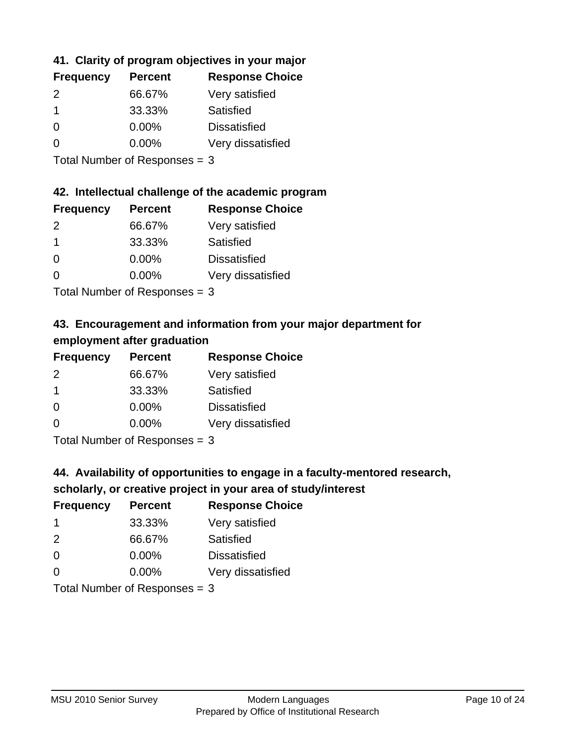### 41. Clarity of program objectives in your major

| Frequency | Percent | Response Choice |
|---|---|---|
| 2 | 66.67% | Very satisfied |
| 1 | 33.33% | Satisfied |
| 0 | 0.00% | Dissatisfied |
| 0 | 0.00% | Very dissatisfied |

Total Number of Responses = 3

### 42. Intellectual challenge of the academic program

| Frequency | Percent | Response Choice |
|---|---|---|
| 2 | 66.67% | Very satisfied |
| 1 | 33.33% | Satisfied |
| 0 | 0.00% | Dissatisfied |
| 0 | 0.00% | Very dissatisfied |

Total Number of Responses = 3

### 43. Encouragement and information from your major department for employment after graduation

| Frequency | Percent | Response Choice |
|---|---|---|
| 2 | 66.67% | Very satisfied |
| 1 | 33.33% | Satisfied |
| 0 | 0.00% | Dissatisfied |
| 0 | 0.00% | Very dissatisfied |

Total Number of Responses = 3

### 44. Availability of opportunities to engage in a faculty-mentored research, scholarly, or creative project in your area of study/interest

| Frequency | Percent | Response Choice |
|---|---|---|
| 1 | 33.33% | Very satisfied |
| 2 | 66.67% | Satisfied |
| 0 | 0.00% | Dissatisfied |
| 0 | 0.00% | Very dissatisfied |

Total Number of Responses = 3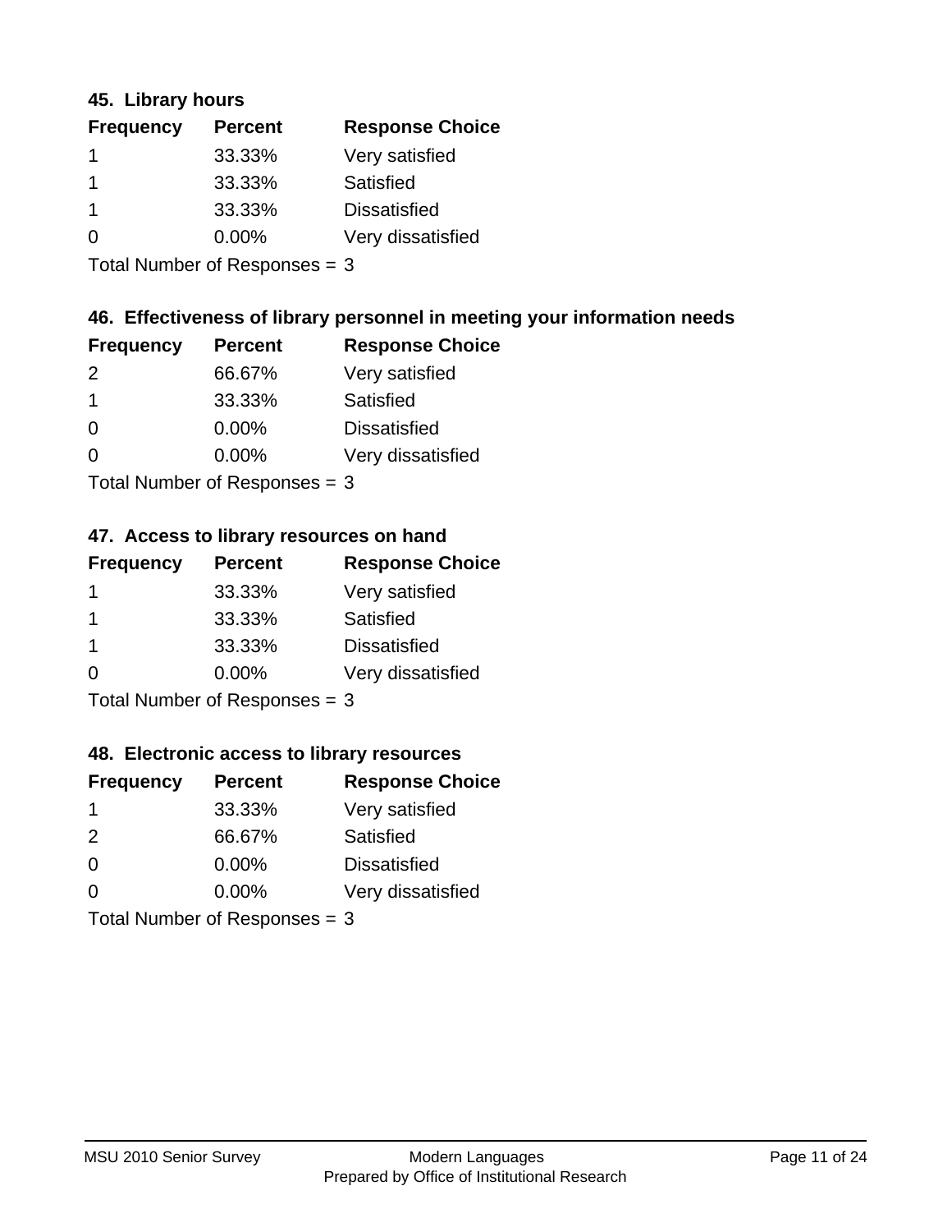### 45. Library hours

| Frequency | Percent | Response Choice |
|---|---|---|
| 1 | 33.33% | Very satisfied |
| 1 | 33.33% | Satisfied |
| 1 | 33.33% | Dissatisfied |
| 0 | 0.00% | Very dissatisfied |

Total Number of Responses = 3

### 46. Effectiveness of library personnel in meeting your information needs

| Frequency | Percent | Response Choice |
|---|---|---|
| 2 | 66.67% | Very satisfied |
| 1 | 33.33% | Satisfied |
| 0 | 0.00% | Dissatisfied |
| 0 | 0.00% | Very dissatisfied |

Total Number of Responses = 3

### 47. Access to library resources on hand

| Frequency | Percent | Response Choice |
|---|---|---|
| 1 | 33.33% | Very satisfied |
| 1 | 33.33% | Satisfied |
| 1 | 33.33% | Dissatisfied |
| 0 | 0.00% | Very dissatisfied |

Total Number of Responses = 3

### 48. Electronic access to library resources

| Frequency | Percent | Response Choice |
|---|---|---|
| 1 | 33.33% | Very satisfied |
| 2 | 66.67% | Satisfied |
| 0 | 0.00% | Dissatisfied |
| 0 | 0.00% | Very dissatisfied |

Total Number of Responses = 3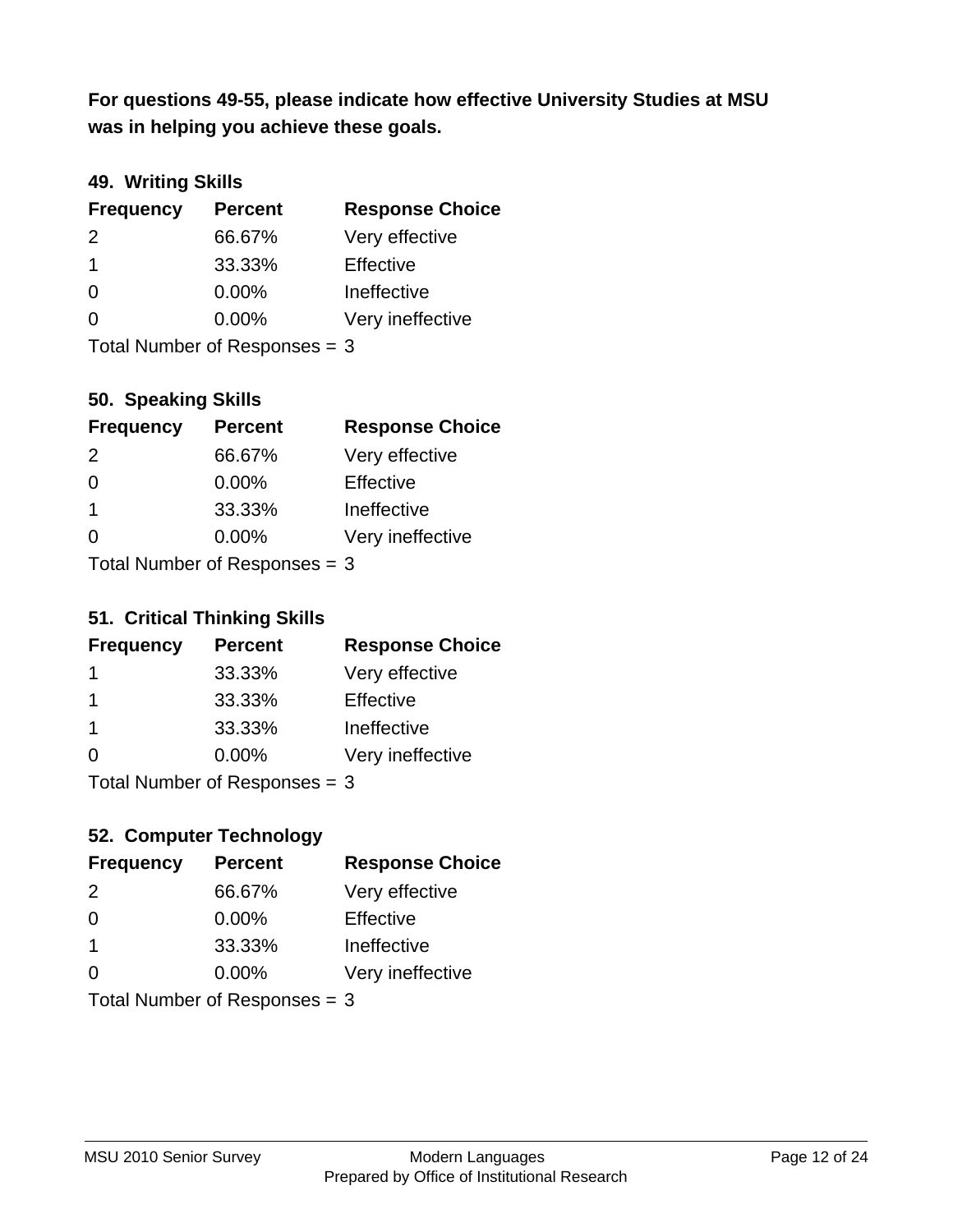**For questions 49-55, please indicate how effective University Studies at MSU was in helping you achieve these goals.**

### 49. Writing Skills

| Frequency | Percent | Response Choice |
|---|---|---|
| 2 | 66.67% | Very effective |
| 1 | 33.33% | Effective |
| 0 | 0.00% | Ineffective |
| 0 | 0.00% | Very ineffective |

Total Number of Responses = 3

### 50. Speaking Skills

| Frequency | Percent | Response Choice |
|---|---|---|
| 2 | 66.67% | Very effective |
| 0 | 0.00% | Effective |
| 1 | 33.33% | Ineffective |
| 0 | 0.00% | Very ineffective |

Total Number of Responses = 3

### 51. Critical Thinking Skills

| Frequency | Percent | Response Choice |
|---|---|---|
| 1 | 33.33% | Very effective |
| 1 | 33.33% | Effective |
| 1 | 33.33% | Ineffective |
| 0 | 0.00% | Very ineffective |

Total Number of Responses = 3

### 52. Computer Technology

| Frequency | Percent | Response Choice |
|---|---|---|
| 2 | 66.67% | Very effective |
| 0 | 0.00% | Effective |
| 1 | 33.33% | Ineffective |
| 0 | 0.00% | Very ineffective |

Total Number of Responses = 3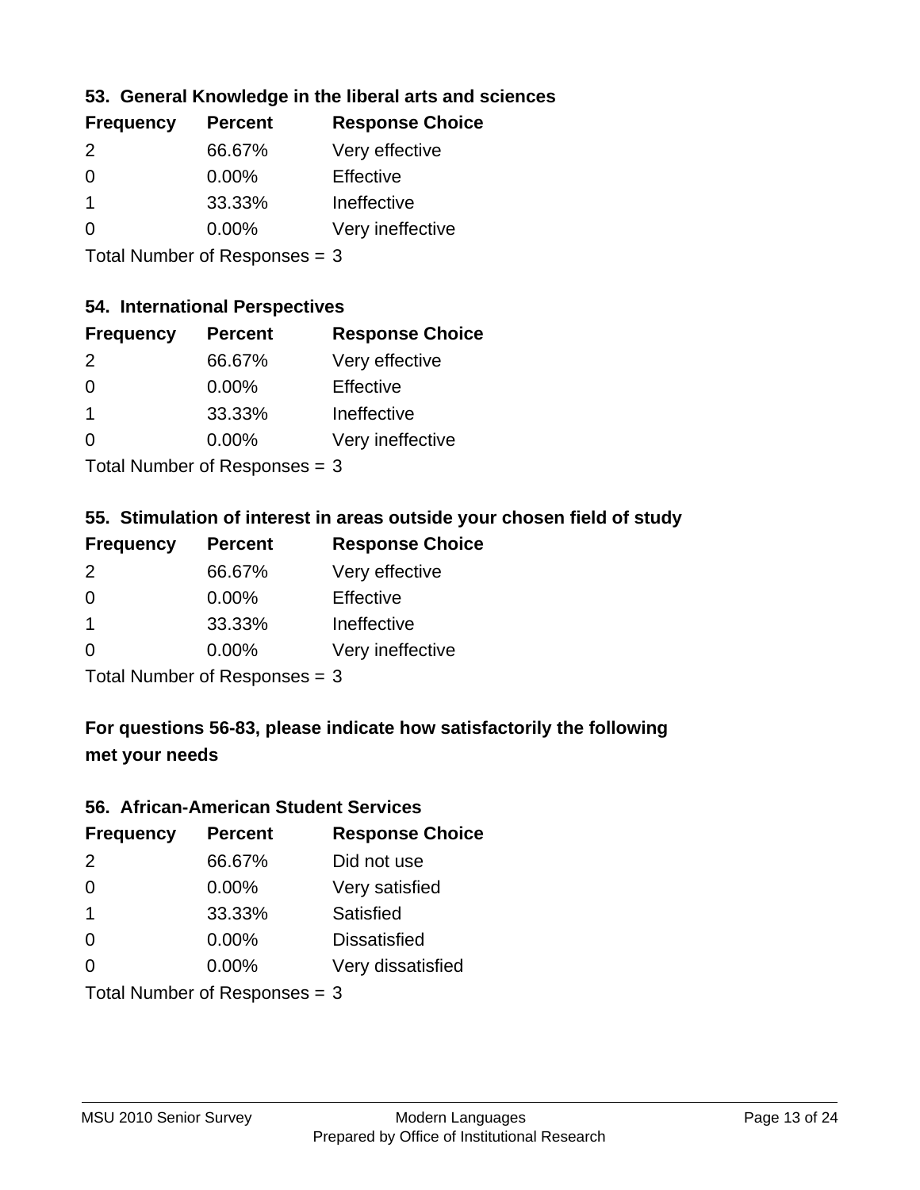### 53. General Knowledge in the liberal arts and sciences

| Frequency | Percent | Response Choice |
|---|---|---|
| 2 | 66.67% | Very effective |
| 0 | 0.00% | Effective |
| 1 | 33.33% | Ineffective |
| 0 | 0.00% | Very ineffective |

Total Number of Responses = 3

### 54. International Perspectives

| Frequency | Percent | Response Choice |
|---|---|---|
| 2 | 66.67% | Very effective |
| 0 | 0.00% | Effective |
| 1 | 33.33% | Ineffective |
| 0 | 0.00% | Very ineffective |

Total Number of Responses = 3

### 55. Stimulation of interest in areas outside your chosen field of study

| Frequency | Percent | Response Choice |
|---|---|---|
| 2 | 66.67% | Very effective |
| 0 | 0.00% | Effective |
| 1 | 33.33% | Ineffective |
| 0 | 0.00% | Very ineffective |

Total Number of Responses = 3

### For questions 56-83, please indicate how satisfactorily the following met your needs

### 56. African-American Student Services

| Frequency | Percent | Response Choice |
|---|---|---|
| 2 | 66.67% | Did not use |
| 0 | 0.00% | Very satisfied |
| 1 | 33.33% | Satisfied |
| 0 | 0.00% | Dissatisfied |
| 0 | 0.00% | Very dissatisfied |

Total Number of Responses = 3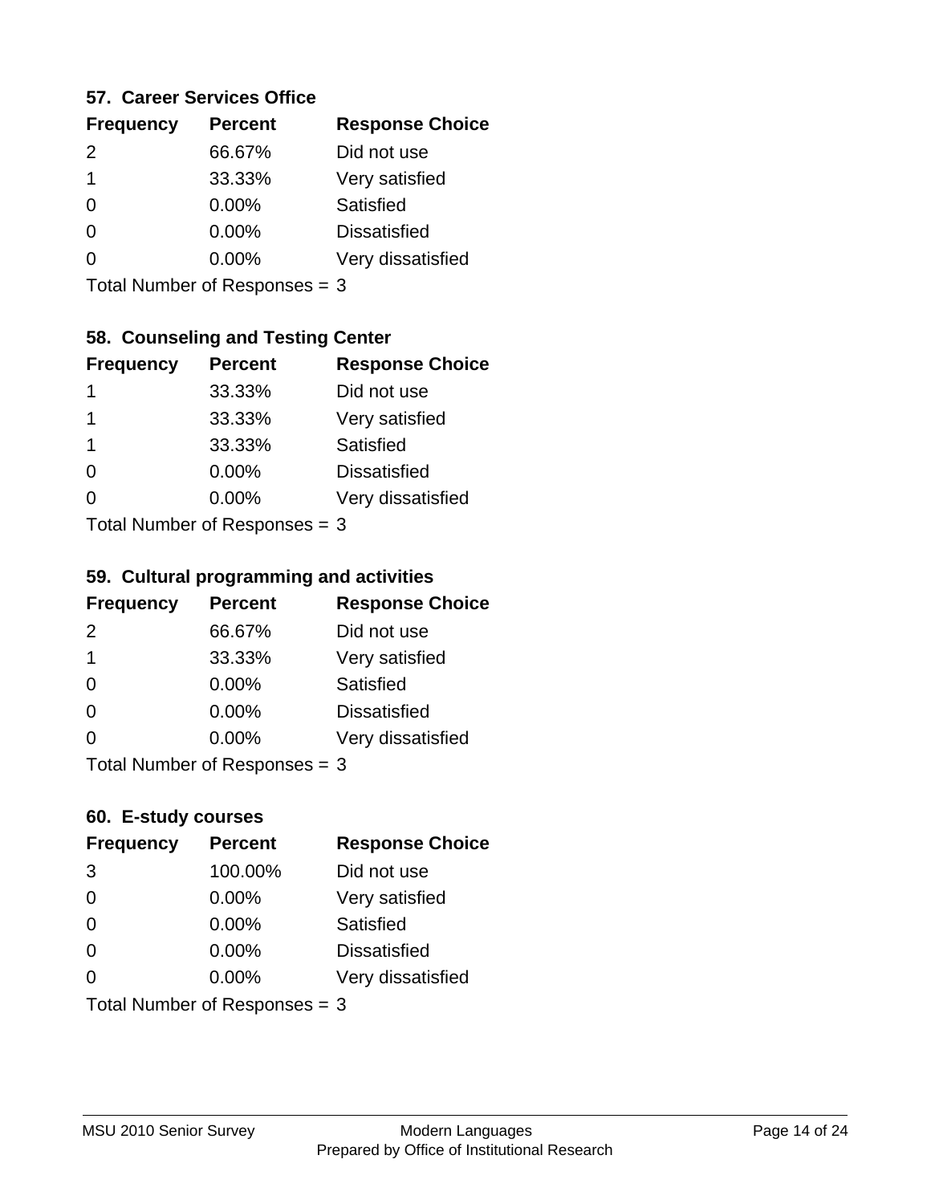### 57. Career Services Office

| Frequency | Percent | Response Choice |
|---|---|---|
| 2 | 66.67% | Did not use |
| 1 | 33.33% | Very satisfied |
| 0 | 0.00% | Satisfied |
| 0 | 0.00% | Dissatisfied |
| 0 | 0.00% | Very dissatisfied |

Total Number of Responses = 3

### 58. Counseling and Testing Center

| Frequency | Percent | Response Choice |
|---|---|---|
| 1 | 33.33% | Did not use |
| 1 | 33.33% | Very satisfied |
| 1 | 33.33% | Satisfied |
| 0 | 0.00% | Dissatisfied |
| 0 | 0.00% | Very dissatisfied |

Total Number of Responses = 3

### 59. Cultural programming and activities

| Frequency | Percent | Response Choice |
|---|---|---|
| 2 | 66.67% | Did not use |
| 1 | 33.33% | Very satisfied |
| 0 | 0.00% | Satisfied |
| 0 | 0.00% | Dissatisfied |
| 0 | 0.00% | Very dissatisfied |

Total Number of Responses = 3

### 60. E-study courses

| Frequency | Percent | Response Choice |
|---|---|---|
| 3 | 100.00% | Did not use |
| 0 | 0.00% | Very satisfied |
| 0 | 0.00% | Satisfied |
| 0 | 0.00% | Dissatisfied |
| 0 | 0.00% | Very dissatisfied |

Total Number of Responses = 3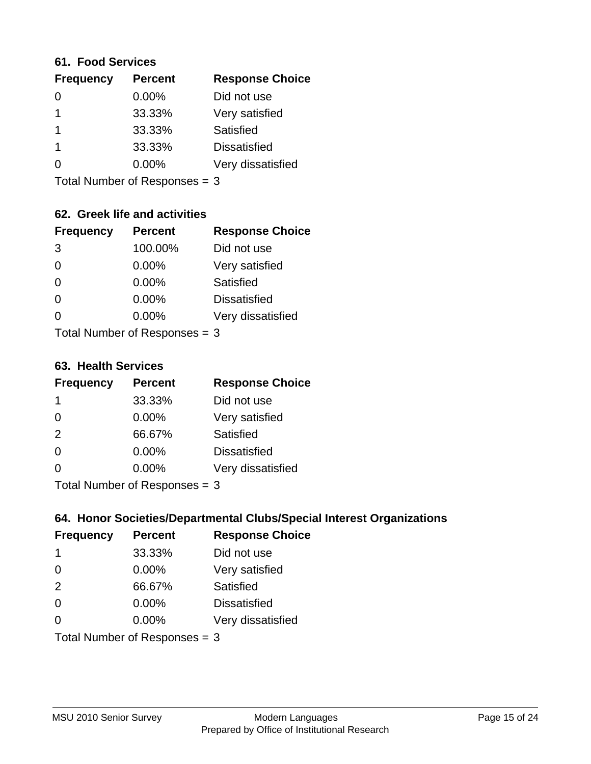## 61. Food Services

| Frequency | Percent | Response Choice |
| --- | --- | --- |
| 0 | 0.00% | Did not use |
| 1 | 33.33% | Very satisfied |
| 1 | 33.33% | Satisfied |
| 1 | 33.33% | Dissatisfied |
| 0 | 0.00% | Very dissatisfied |

Total Number of Responses = 3

## 62. Greek life and activities

| Frequency | Percent | Response Choice |
| --- | --- | --- |
| 3 | 100.00% | Did not use |
| 0 | 0.00% | Very satisfied |
| 0 | 0.00% | Satisfied |
| 0 | 0.00% | Dissatisfied |
| 0 | 0.00% | Very dissatisfied |

Total Number of Responses = 3

## 63. Health Services

| Frequency | Percent | Response Choice |
| --- | --- | --- |
| 1 | 33.33% | Did not use |
| 0 | 0.00% | Very satisfied |
| 2 | 66.67% | Satisfied |
| 0 | 0.00% | Dissatisfied |
| 0 | 0.00% | Very dissatisfied |

Total Number of Responses = 3

## 64. Honor Societies/Departmental Clubs/Special Interest Organizations

| Frequency | Percent | Response Choice |
| --- | --- | --- |
| 1 | 33.33% | Did not use |
| 0 | 0.00% | Very satisfied |
| 2 | 66.67% | Satisfied |
| 0 | 0.00% | Dissatisfied |
| 0 | 0.00% | Very dissatisfied |

Total Number of Responses = 3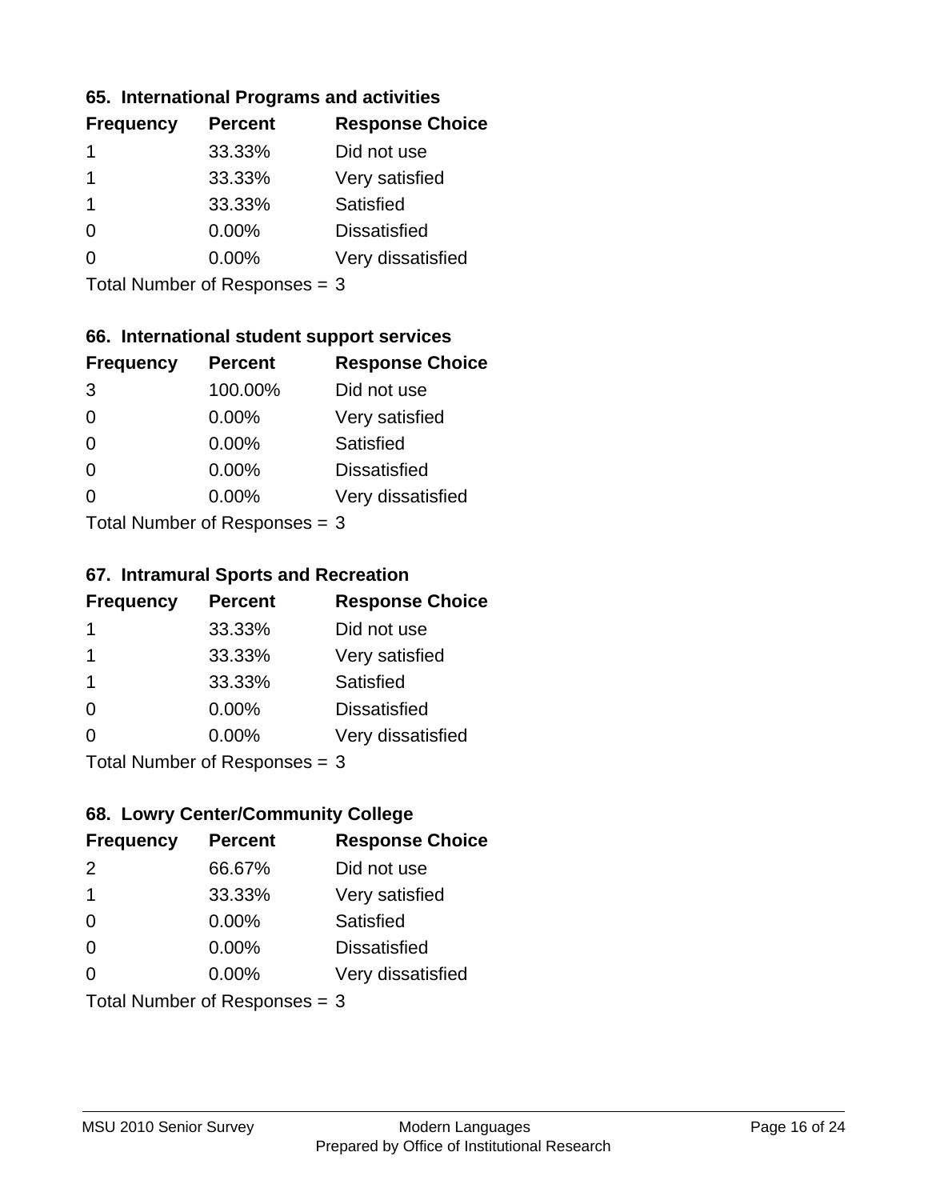### 65. International Programs and activities

| Frequency | Percent | Response Choice |
|---|---|---|
| 1 | 33.33% | Did not use |
| 1 | 33.33% | Very satisfied |
| 1 | 33.33% | Satisfied |
| 0 | 0.00% | Dissatisfied |
| 0 | 0.00% | Very dissatisfied |

Total Number of Responses = 3

### 66. International student support services

| Frequency | Percent | Response Choice |
|---|---|---|
| 3 | 100.00% | Did not use |
| 0 | 0.00% | Very satisfied |
| 0 | 0.00% | Satisfied |
| 0 | 0.00% | Dissatisfied |
| 0 | 0.00% | Very dissatisfied |

Total Number of Responses = 3

### 67. Intramural Sports and Recreation

| Frequency | Percent | Response Choice |
|---|---|---|
| 1 | 33.33% | Did not use |
| 1 | 33.33% | Very satisfied |
| 1 | 33.33% | Satisfied |
| 0 | 0.00% | Dissatisfied |
| 0 | 0.00% | Very dissatisfied |

Total Number of Responses = 3

### 68. Lowry Center/Community College

| Frequency | Percent | Response Choice |
|---|---|---|
| 2 | 66.67% | Did not use |
| 1 | 33.33% | Very satisfied |
| 0 | 0.00% | Satisfied |
| 0 | 0.00% | Dissatisfied |
| 0 | 0.00% | Very dissatisfied |

Total Number of Responses = 3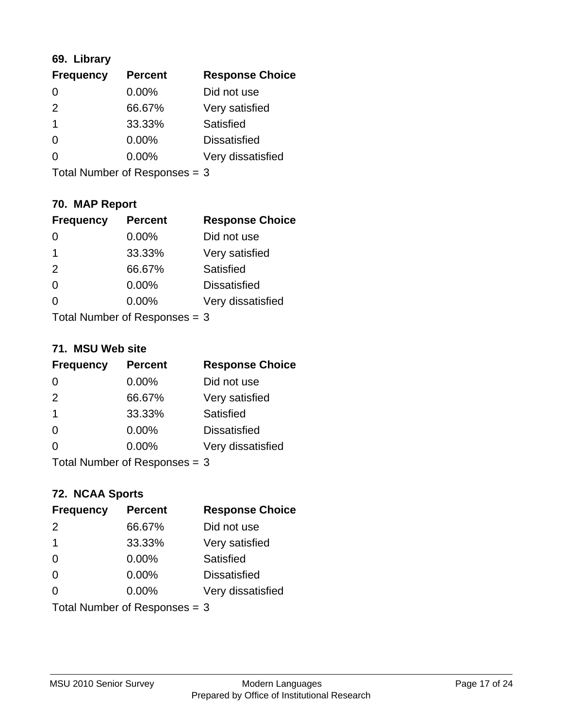### 69. Library

| Frequency | Percent | Response Choice |
|---|---|---|
| 0 | 0.00% | Did not use |
| 2 | 66.67% | Very satisfied |
| 1 | 33.33% | Satisfied |
| 0 | 0.00% | Dissatisfied |
| 0 | 0.00% | Very dissatisfied |

Total Number of Responses = 3

### 70. MAP Report

| Frequency | Percent | Response Choice |
|---|---|---|
| 0 | 0.00% | Did not use |
| 1 | 33.33% | Very satisfied |
| 2 | 66.67% | Satisfied |
| 0 | 0.00% | Dissatisfied |
| 0 | 0.00% | Very dissatisfied |

Total Number of Responses = 3

### 71. MSU Web site

| Frequency | Percent | Response Choice |
|---|---|---|
| 0 | 0.00% | Did not use |
| 2 | 66.67% | Very satisfied |
| 1 | 33.33% | Satisfied |
| 0 | 0.00% | Dissatisfied |
| 0 | 0.00% | Very dissatisfied |

Total Number of Responses = 3

### 72. NCAA Sports

| Frequency | Percent | Response Choice |
|---|---|---|
| 2 | 66.67% | Did not use |
| 1 | 33.33% | Very satisfied |
| 0 | 0.00% | Satisfied |
| 0 | 0.00% | Dissatisfied |
| 0 | 0.00% | Very dissatisfied |

Total Number of Responses = 3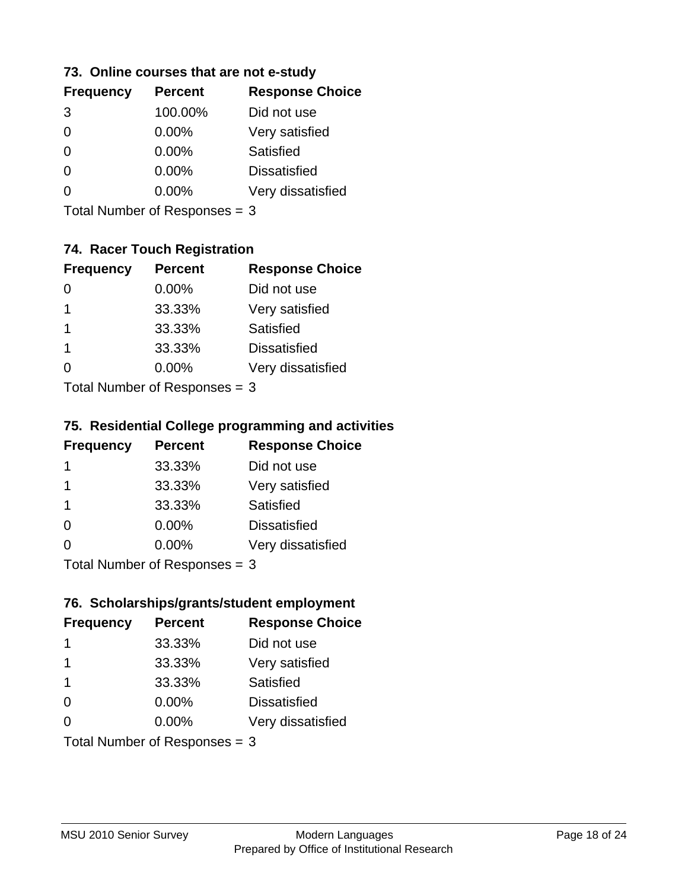### 73. Online courses that are not e-study

| Frequency | Percent | Response Choice |
|---|---|---|
| 3 | 100.00% | Did not use |
| 0 | 0.00% | Very satisfied |
| 0 | 0.00% | Satisfied |
| 0 | 0.00% | Dissatisfied |
| 0 | 0.00% | Very dissatisfied |

Total Number of Responses = 3

### 74. Racer Touch Registration

| Frequency | Percent | Response Choice |
|---|---|---|
| 0 | 0.00% | Did not use |
| 1 | 33.33% | Very satisfied |
| 1 | 33.33% | Satisfied |
| 1 | 33.33% | Dissatisfied |
| 0 | 0.00% | Very dissatisfied |

Total Number of Responses = 3

### 75. Residential College programming and activities

| Frequency | Percent | Response Choice |
|---|---|---|
| 1 | 33.33% | Did not use |
| 1 | 33.33% | Very satisfied |
| 1 | 33.33% | Satisfied |
| 0 | 0.00% | Dissatisfied |
| 0 | 0.00% | Very dissatisfied |

Total Number of Responses = 3

### 76. Scholarships/grants/student employment

| Frequency | Percent | Response Choice |
|---|---|---|
| 1 | 33.33% | Did not use |
| 1 | 33.33% | Very satisfied |
| 1 | 33.33% | Satisfied |
| 0 | 0.00% | Dissatisfied |
| 0 | 0.00% | Very dissatisfied |

Total Number of Responses = 3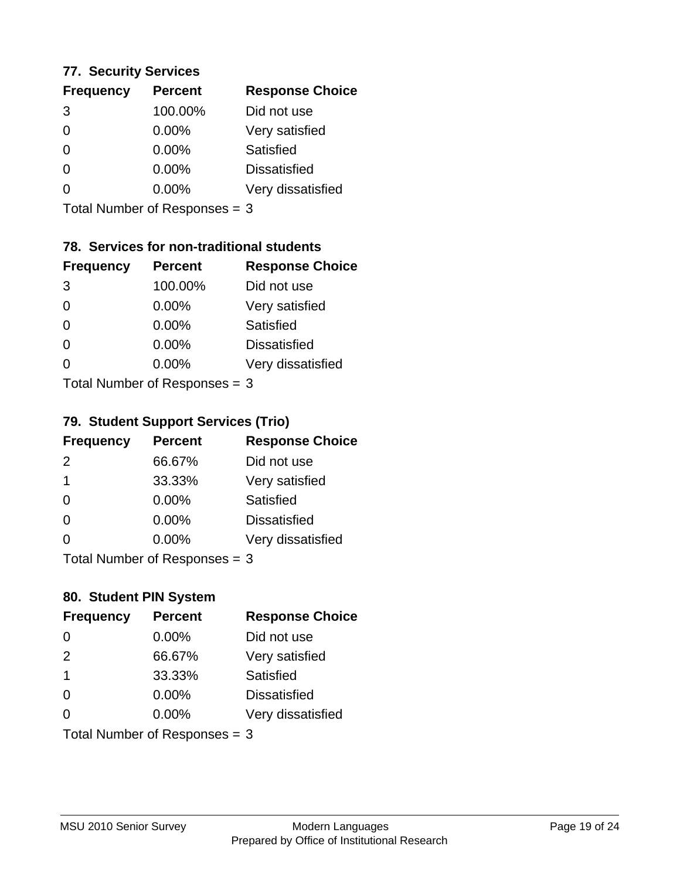### 77. Security Services

| Frequency | Percent | Response Choice |
|---|---|---|
| 3 | 100.00% | Did not use |
| 0 | 0.00% | Very satisfied |
| 0 | 0.00% | Satisfied |
| 0 | 0.00% | Dissatisfied |
| 0 | 0.00% | Very dissatisfied |

Total Number of Responses = 3

### 78. Services for non-traditional students

| Frequency | Percent | Response Choice |
|---|---|---|
| 3 | 100.00% | Did not use |
| 0 | 0.00% | Very satisfied |
| 0 | 0.00% | Satisfied |
| 0 | 0.00% | Dissatisfied |
| 0 | 0.00% | Very dissatisfied |

Total Number of Responses = 3

### 79. Student Support Services (Trio)

| Frequency | Percent | Response Choice |
|---|---|---|
| 2 | 66.67% | Did not use |
| 1 | 33.33% | Very satisfied |
| 0 | 0.00% | Satisfied |
| 0 | 0.00% | Dissatisfied |
| 0 | 0.00% | Very dissatisfied |

Total Number of Responses = 3

### 80. Student PIN System

| Frequency | Percent | Response Choice |
|---|---|---|
| 0 | 0.00% | Did not use |
| 2 | 66.67% | Very satisfied |
| 1 | 33.33% | Satisfied |
| 0 | 0.00% | Dissatisfied |
| 0 | 0.00% | Very dissatisfied |

Total Number of Responses = 3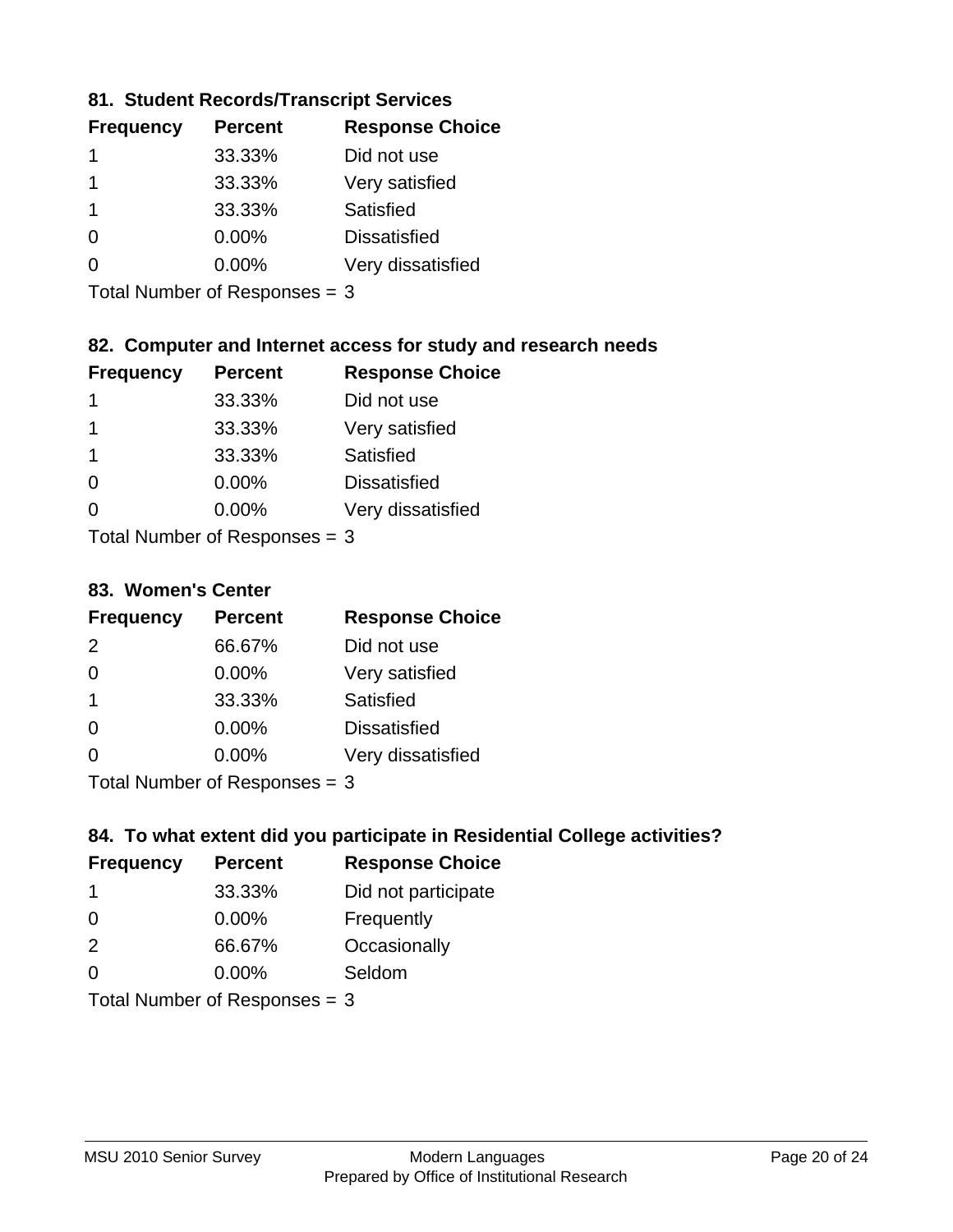### 81. Student Records/Transcript Services

| Frequency | Percent | Response Choice |
|---|---|---|
| 1 | 33.33% | Did not use |
| 1 | 33.33% | Very satisfied |
| 1 | 33.33% | Satisfied |
| 0 | 0.00% | Dissatisfied |
| 0 | 0.00% | Very dissatisfied |

Total Number of Responses = 3

### 82. Computer and Internet access for study and research needs

| Frequency | Percent | Response Choice |
|---|---|---|
| 1 | 33.33% | Did not use |
| 1 | 33.33% | Very satisfied |
| 1 | 33.33% | Satisfied |
| 0 | 0.00% | Dissatisfied |
| 0 | 0.00% | Very dissatisfied |

Total Number of Responses = 3

### 83. Women's Center

| Frequency | Percent | Response Choice |
|---|---|---|
| 2 | 66.67% | Did not use |
| 0 | 0.00% | Very satisfied |
| 1 | 33.33% | Satisfied |
| 0 | 0.00% | Dissatisfied |
| 0 | 0.00% | Very dissatisfied |

Total Number of Responses = 3

### 84. To what extent did you participate in Residential College activities?

| Frequency | Percent | Response Choice |
|---|---|---|
| 1 | 33.33% | Did not participate |
| 0 | 0.00% | Frequently |
| 2 | 66.67% | Occasionally |
| 0 | 0.00% | Seldom |

Total Number of Responses = 3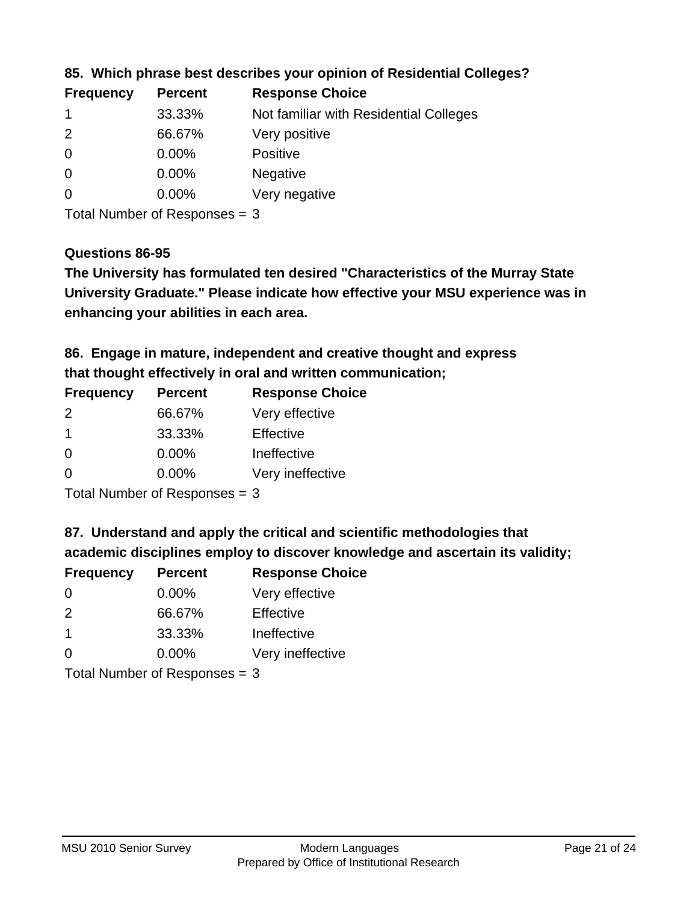**85. Which phrase best describes your opinion of Residential Colleges?**

| Frequency | Percent | Response Choice |
|---|---|---|
| 1 | 33.33% | Not familiar with Residential Colleges |
| 2 | 66.67% | Very positive |
| 0 | 0.00% | Positive |
| 0 | 0.00% | Negative |
| 0 | 0.00% | Very negative |

Total Number of Responses = 3

**Questions 86-95**

**The University has formulated ten desired "Characteristics of the Murray State University Graduate." Please indicate how effective your MSU experience was in enhancing your abilities in each area.**

**86. Engage in mature, independent and creative thought and express that thought effectively in oral and written communication;**

| Frequency | Percent | Response Choice |
|---|---|---|
| 2 | 66.67% | Very effective |
| 1 | 33.33% | Effective |
| 0 | 0.00% | Ineffective |
| 0 | 0.00% | Very ineffective |

Total Number of Responses = 3

**87. Understand and apply the critical and scientific methodologies that academic disciplines employ to discover knowledge and ascertain its validity;**

| Frequency | Percent | Response Choice |
|---|---|---|
| 0 | 0.00% | Very effective |
| 2 | 66.67% | Effective |
| 1 | 33.33% | Ineffective |
| 0 | 0.00% | Very ineffective |

Total Number of Responses = 3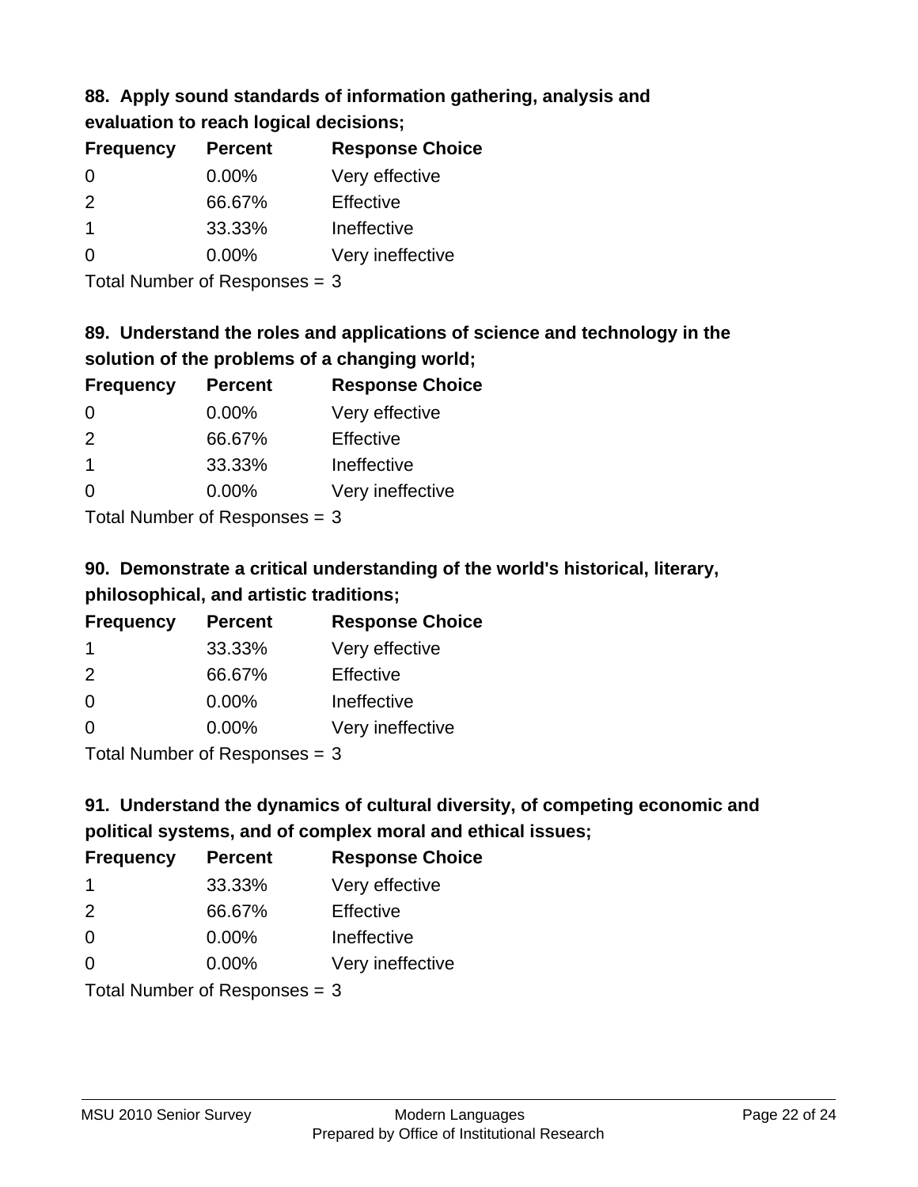**88. Apply sound standards of information gathering, analysis and evaluation to reach logical decisions;**

| Frequency | Percent | Response Choice |
|---|---|---|
| 0 | 0.00% | Very effective |
| 2 | 66.67% | Effective |
| 1 | 33.33% | Ineffective |
| 0 | 0.00% | Very ineffective |

Total Number of Responses = 3

**89. Understand the roles and applications of science and technology in the solution of the problems of a changing world;**

| Frequency | Percent | Response Choice |
|---|---|---|
| 0 | 0.00% | Very effective |
| 2 | 66.67% | Effective |
| 1 | 33.33% | Ineffective |
| 0 | 0.00% | Very ineffective |

Total Number of Responses = 3

**90. Demonstrate a critical understanding of the world's historical, literary, philosophical, and artistic traditions;**

| Frequency | Percent | Response Choice |
|---|---|---|
| 1 | 33.33% | Very effective |
| 2 | 66.67% | Effective |
| 0 | 0.00% | Ineffective |
| 0 | 0.00% | Very ineffective |

Total Number of Responses = 3

**91. Understand the dynamics of cultural diversity, of competing economic and political systems, and of complex moral and ethical issues;**

| Frequency | Percent | Response Choice |
|---|---|---|
| 1 | 33.33% | Very effective |
| 2 | 66.67% | Effective |
| 0 | 0.00% | Ineffective |
| 0 | 0.00% | Very ineffective |

Total Number of Responses = 3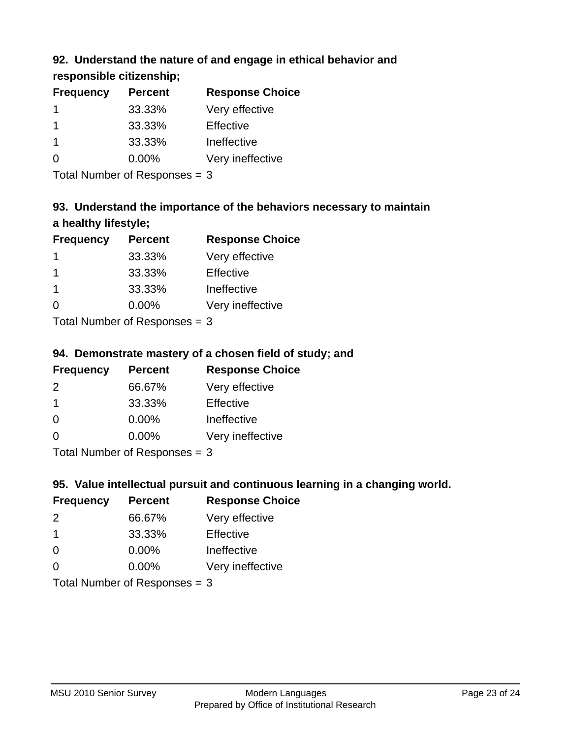### 92. Understand the nature of and engage in ethical behavior and responsible citizenship;

| Frequency | Percent | Response Choice |
|---|---|---|
| 1 | 33.33% | Very effective |
| 1 | 33.33% | Effective |
| 1 | 33.33% | Ineffective |
| 0 | 0.00% | Very ineffective |

Total Number of Responses = 3

### 93. Understand the importance of the behaviors necessary to maintain a healthy lifestyle;

| Frequency | Percent | Response Choice |
|---|---|---|
| 1 | 33.33% | Very effective |
| 1 | 33.33% | Effective |
| 1 | 33.33% | Ineffective |
| 0 | 0.00% | Very ineffective |

Total Number of Responses = 3

### 94. Demonstrate mastery of a chosen field of study; and

| Frequency | Percent | Response Choice |
|---|---|---|
| 2 | 66.67% | Very effective |
| 1 | 33.33% | Effective |
| 0 | 0.00% | Ineffective |
| 0 | 0.00% | Very ineffective |

Total Number of Responses = 3

### 95. Value intellectual pursuit and continuous learning in a changing world.

| Frequency | Percent | Response Choice |
|---|---|---|
| 2 | 66.67% | Very effective |
| 1 | 33.33% | Effective |
| 0 | 0.00% | Ineffective |
| 0 | 0.00% | Very ineffective |

Total Number of Responses = 3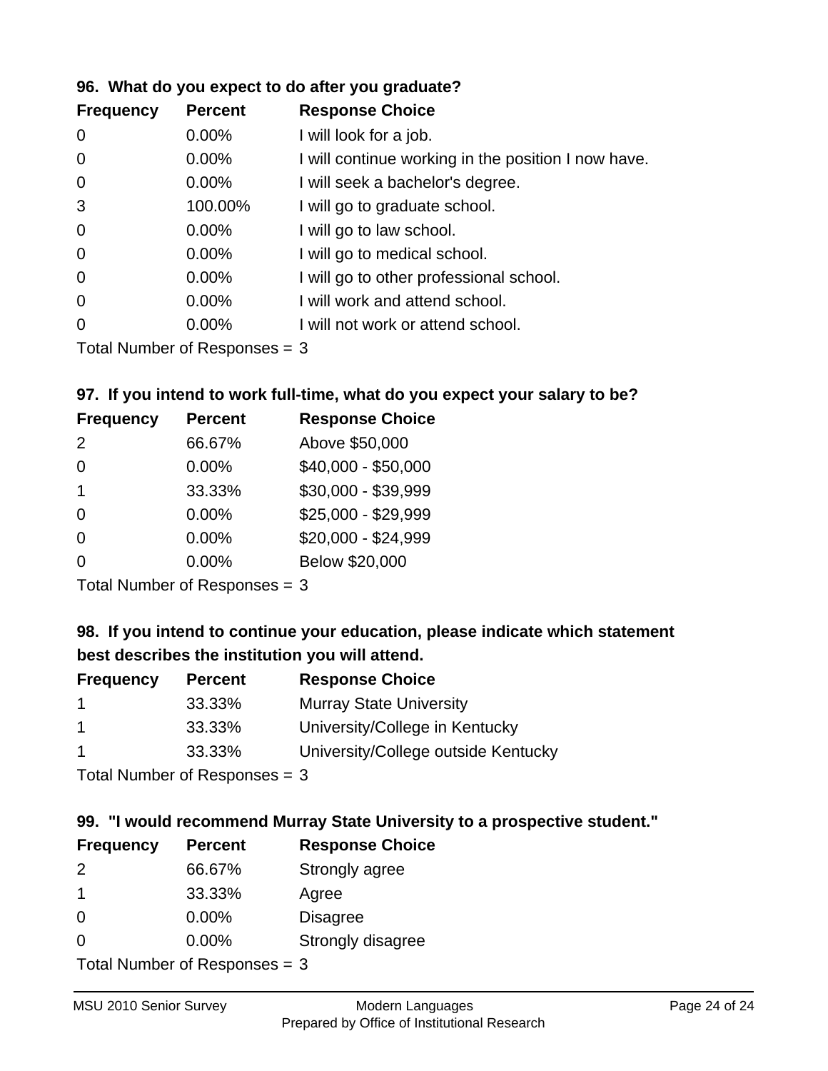### 96. What do you expect to do after you graduate?

| Frequency | Percent | Response Choice |
|---|---|---|
| 0 | 0.00% | I will look for a job. |
| 0 | 0.00% | I will continue working in the position I now have. |
| 0 | 0.00% | I will seek a bachelor's degree. |
| 3 | 100.00% | I will go to graduate school. |
| 0 | 0.00% | I will go to law school. |
| 0 | 0.00% | I will go to medical school. |
| 0 | 0.00% | I will go to other professional school. |
| 0 | 0.00% | I will work and attend school. |
| 0 | 0.00% | I will not work or attend school. |

Total Number of Responses = 3

### 97. If you intend to work full-time, what do you expect your salary to be?

| Frequency | Percent | Response Choice |
|---|---|---|
| 2 | 66.67% | Above $50,000 |
| 0 | 0.00% | $40,000 - $50,000 |
| 1 | 33.33% | $30,000 - $39,999 |
| 0 | 0.00% | $25,000 - $29,999 |
| 0 | 0.00% | $20,000 - $24,999 |
| 0 | 0.00% | Below $20,000 |

Total Number of Responses = 3

### 98. If you intend to continue your education, please indicate which statement best describes the institution you will attend.

| Frequency | Percent | Response Choice |
|---|---|---|
| 1 | 33.33% | Murray State University |
| 1 | 33.33% | University/College in Kentucky |
| 1 | 33.33% | University/College outside Kentucky |

Total Number of Responses = 3

### 99. "I would recommend Murray State University to a prospective student."

| Frequency | Percent | Response Choice |
|---|---|---|
| 2 | 66.67% | Strongly agree |
| 1 | 33.33% | Agree |
| 0 | 0.00% | Disagree |
| 0 | 0.00% | Strongly disagree |

Total Number of Responses = 3